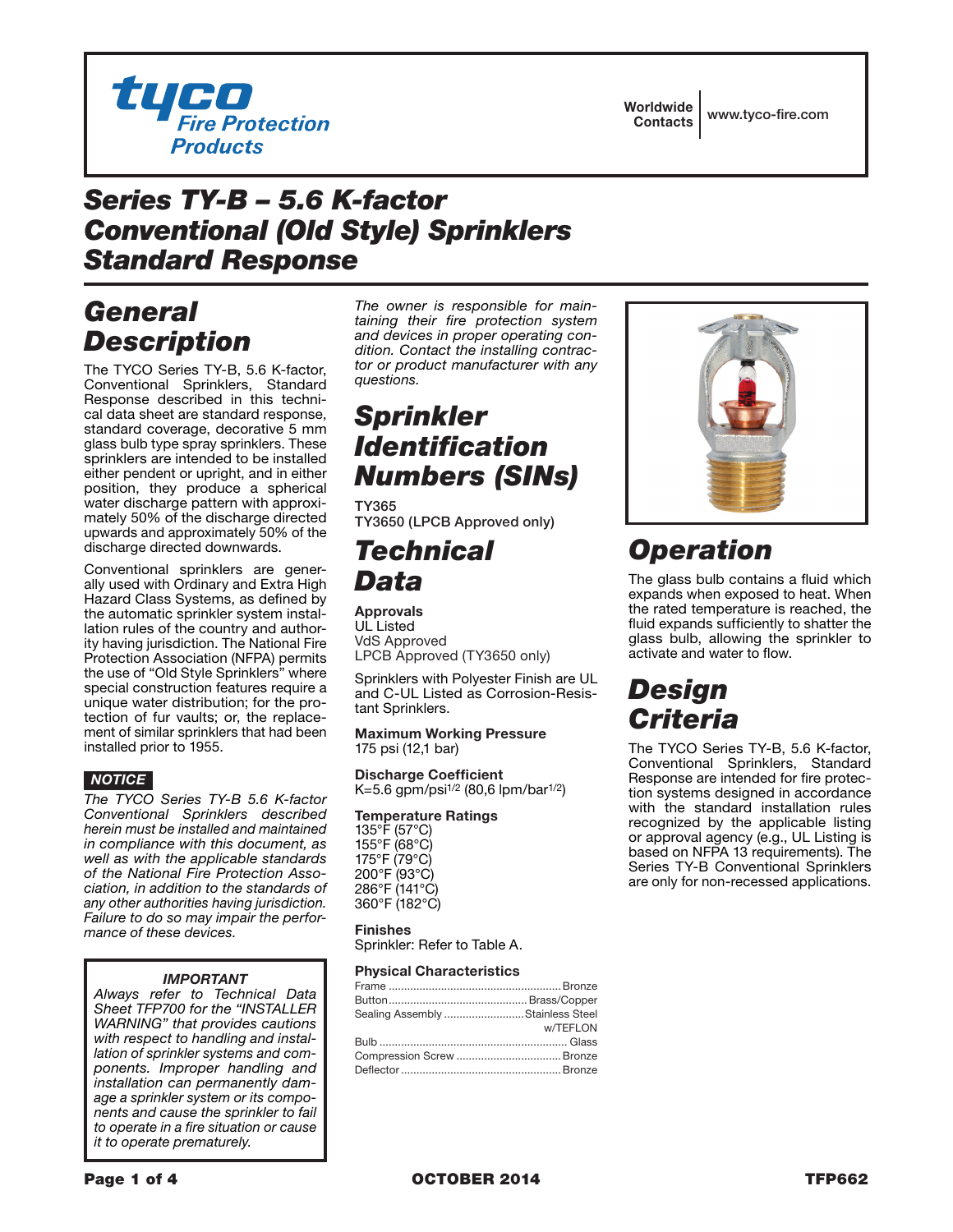tyco Fire Protection Products

Worldwide Contacts | www.tyco-fire.com

# Series TY-B – 5.6 K-factor Conventional (Old Style) Sprinklers Standard Response

## General Description

The TYCO Series TY-B, 5.6 K-factor, Conventional Sprinklers, Standard Response described in this technical data sheet are standard response, standard coverage, decorative 5 mm glass bulb type spray sprinklers. These sprinklers are intended to be installed either pendent or upright, and in either position, they produce a spherical water discharge pattern with approximately 50% of the discharge directed upwards and approximately 50% of the discharge directed downwards.

Conventional sprinklers are generally used with Ordinary and Extra High Hazard Class Systems, as defined by the automatic sprinkler system installation rules of the country and authority having jurisdiction. The National Fire Protection Association (NFPA) permits the use of "Old Style Sprinklers" where special construction features require a unique water distribution; for the protection of fur vaults; or, the replacement of similar sprinklers that had been installed prior to 1955.

**NOTICE**

*The TYCO Series TY-B 5.6 K-factor Conventional Sprinklers described herein must be installed and maintained in compliance with this document, as well as with the applicable standards of the National Fire Protection Association, in addition to the standards of any other authorities having jurisdiction. Failure to do so may impair the performance of these devices.*

*The owner is responsible for maintaining their fire protection system and devices in proper operating condition. Contact the installing contractor or product manufacturer with any questions.*

> ***IMPORTANT***
>
> *Always refer to Technical Data Sheet TFP700 for the "INSTALLER WARNING" that provides cautions with respect to handling and installation of sprinkler systems and components. Improper handling and installation can permanently damage a sprinkler system or its components and cause the sprinkler to fail to operate in a fire situation or cause it to operate prematurely.*

## Sprinkler Identification Numbers (SINs)

TY365
TY3650 (LPCB Approved only)

## Technical Data

**Approvals**
UL Listed
VdS Approved
LPCB Approved (TY3650 only)

Sprinklers with Polyester Finish are UL and C-UL Listed as Corrosion-Resistant Sprinklers.

**Maximum Working Pressure**
175 psi (12,1 bar)

**Discharge Coefficient**
K=5.6 gpm/psi$^{1/2}$ (80,6 lpm/bar$^{1/2}$)

**Temperature Ratings**
135°F (57°C)
155°F (68°C)
175°F (79°C)
200°F (93°C)
286°F (141°C)
360°F (182°C)

**Finishes**
Sprinkler: Refer to Table A.

**Physical Characteristics**

| | |
|---|---|
| Frame | Bronze |
| Button | Brass/Copper |
| Sealing Assembly | Stainless Steel w/TEFLON |
| Bulb | Glass |
| Compression Screw | Bronze |
| Deflector | Bronze |

## Operation

The glass bulb contains a fluid which expands when exposed to heat. When the rated temperature is reached, the fluid expands sufficiently to shatter the glass bulb, allowing the sprinkler to activate and water to flow.

## Design Criteria

The TYCO Series TY-B, 5.6 K-factor, Conventional Sprinklers, Standard Response are intended for fire protection systems designed in accordance with the standard installation rules recognized by the applicable listing or approval agency (e.g., UL Listing is based on NFPA 13 requirements). The Series TY-B Conventional Sprinklers are only for non-recessed applications.

OCTOBER 2014 TFP662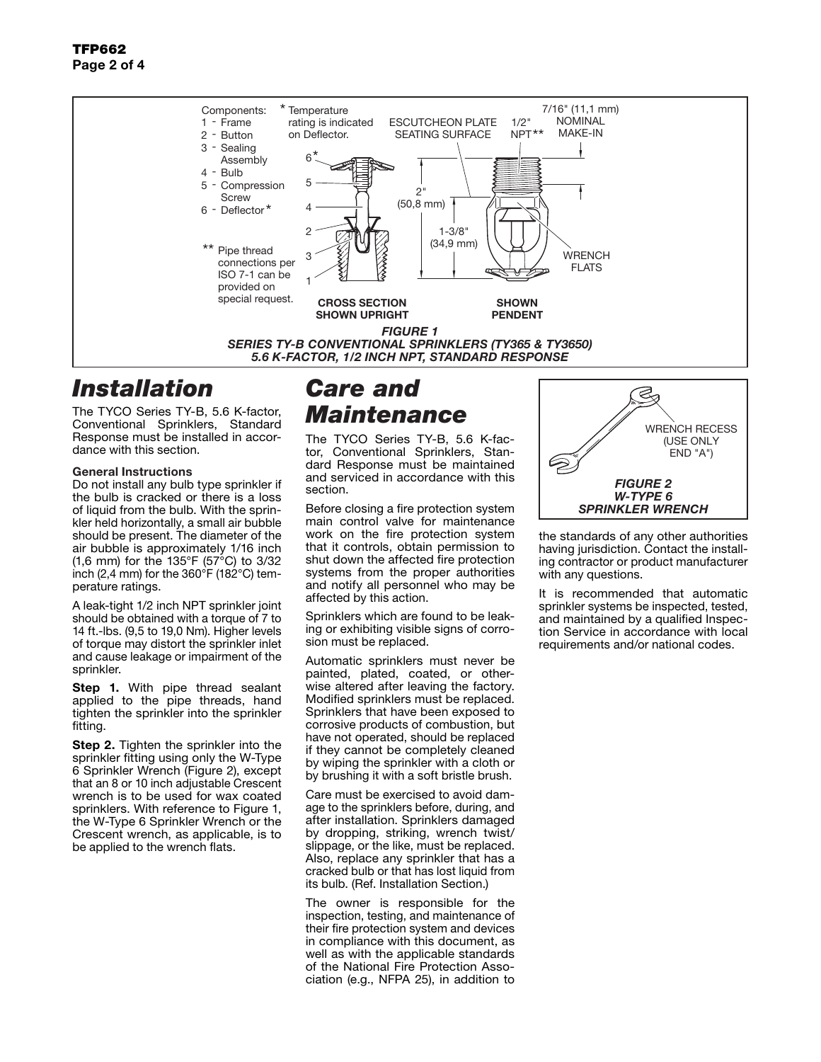Components:
1 - Frame
2 - Button
3 - Sealing Assembly
4 - Bulb
5 - Compression Screw
6 - Deflector*

* Temperature rating is indicated on Deflector.

** Pipe thread connections per ISO 7-1 can be provided on special request.

ESCUTCHEON PLATE SEATING SURFACE

1/2" NPT**

7/16" (11,1 mm) NOMINAL MAKE-IN

2" (50,8 mm)

1-3/8" (34,9 mm)

WRENCH FLATS

CROSS SECTION SHOWN UPRIGHT

SHOWN PENDENT

*FIGURE 1*
*SERIES TY-B CONVENTIONAL SPRINKLERS (TY365 & TY3650)*
*5.6 K-FACTOR, 1/2 INCH NPT, STANDARD RESPONSE*

# Installation

The TYCO Series TY-B, 5.6 K-factor, Conventional Sprinklers, Standard Response must be installed in accordance with this section.

**General Instructions**
Do not install any bulb type sprinkler if the bulb is cracked or there is a loss of liquid from the bulb. With the sprinkler held horizontally, a small air bubble should be present. The diameter of the air bubble is approximately 1/16 inch (1,6 mm) for the 135°F (57°C) to 3/32 inch (2,4 mm) for the 360°F (182°C) temperature ratings.

A leak-tight 1/2 inch NPT sprinkler joint should be obtained with a torque of 7 to 14 ft.-lbs. (9,5 to 19,0 Nm). Higher levels of torque may distort the sprinkler inlet and cause leakage or impairment of the sprinkler.

**Step 1.** With pipe thread sealant applied to the pipe threads, hand tighten the sprinkler into the sprinkler fitting.

**Step 2.** Tighten the sprinkler into the sprinkler fitting using only the W-Type 6 Sprinkler Wrench (Figure 2), except that an 8 or 10 inch adjustable Crescent wrench is to be used for wax coated sprinklers. With reference to Figure 1, the W-Type 6 Sprinkler Wrench or the Crescent wrench, as applicable, is to be applied to the wrench flats.

# Care and Maintenance

The TYCO Series TY-B, 5.6 K-factor, Conventional Sprinklers, Standard Response must be maintained and serviced in accordance with this section.

Before closing a fire protection system main control valve for maintenance work on the fire protection system that it controls, obtain permission to shut down the affected fire protection systems from the proper authorities and notify all personnel who may be affected by this action.

Sprinklers which are found to be leaking or exhibiting visible signs of corrosion must be replaced.

Automatic sprinklers must never be painted, plated, coated, or otherwise altered after leaving the factory. Modified sprinklers must be replaced. Sprinklers that have been exposed to corrosive products of combustion, but have not operated, should be replaced if they cannot be completely cleaned by wiping the sprinkler with a cloth or by brushing it with a soft bristle brush.

Care must be exercised to avoid damage to the sprinklers before, during, and after installation. Sprinklers damaged by dropping, striking, wrench twist/slippage, or the like, must be replaced. Also, replace any sprinkler that has a cracked bulb or that has lost liquid from its bulb. (Ref. Installation Section.)

The owner is responsible for the inspection, testing, and maintenance of their fire protection system and devices in compliance with this document, as well as with the applicable standards of the National Fire Protection Association (e.g., NFPA 25), in addition to the standards of any other authorities having jurisdiction. Contact the installing contractor or product manufacturer with any questions.

It is recommended that automatic sprinkler systems be inspected, tested, and maintained by a qualified Inspection Service in accordance with local requirements and/or national codes.

WRENCH RECESS (USE ONLY END "A")

*FIGURE 2*
*W-TYPE 6*
*SPRINKLER WRENCH*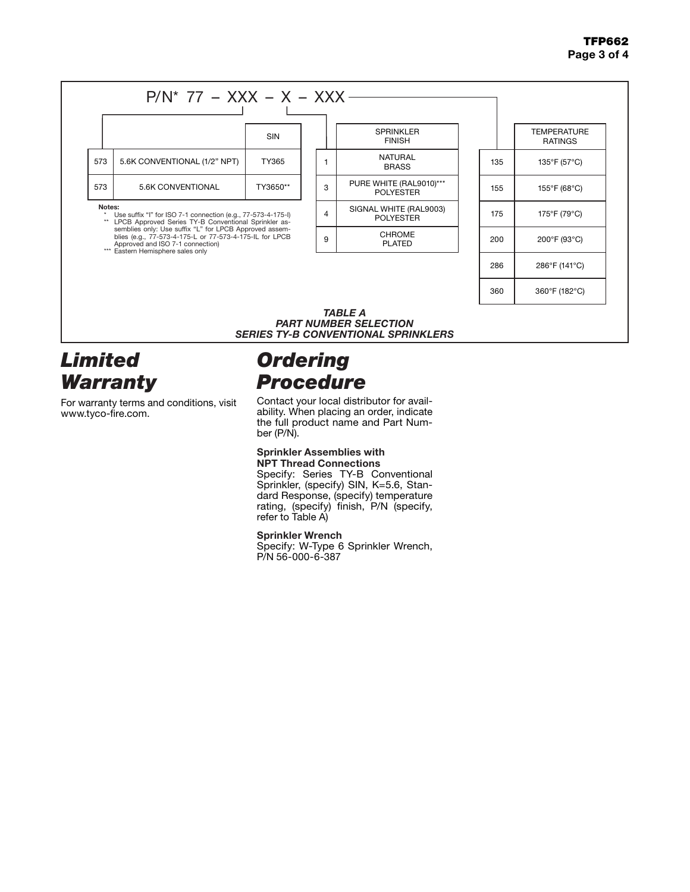P/N* 77 – XXX – X – XXX

| | | SIN |
|---|---|---|
| 573 | 5.6K CONVENTIONAL (1/2" NPT) | TY365 |
| 573 | 5.6K CONVENTIONAL | TY3650** |

| | SPRINKLER FINISH |
|---|---|
| 1 | NATURAL BRASS |
| 3 | PURE WHITE (RAL9010)*** POLYESTER |
| 4 | SIGNAL WHITE (RAL9003) POLYESTER |
| 9 | CHROME PLATED |

| | TEMPERATURE RATINGS |
|---|---|
| 135 | 135°F (57°C) |
| 155 | 155°F (68°C) |
| 175 | 175°F (79°C) |
| 200 | 200°F (93°C) |
| 286 | 286°F (141°C) |
| 360 | 360°F (182°C) |

**Notes:**

\* Use suffix "I" for ISO 7-1 connection (e.g., 77-573-4-175-I)

\*\* LPCB Approved Series TY-B Conventional Sprinkler assemblies only: Use suffix "L" for LPCB Approved assemblies (e.g., 77-573-4-175-L or 77-573-4-175-IL for LPCB Approved and ISO 7-1 connection)

\*\*\* Eastern Hemisphere sales only

*TABLE A*
*PART NUMBER SELECTION*
*SERIES TY-B CONVENTIONAL SPRINKLERS*

## *Limited Warranty*

For warranty terms and conditions, visit www.tyco-fire.com.

## *Ordering Procedure*

Contact your local distributor for availability. When placing an order, indicate the full product name and Part Number (P/N).

**Sprinkler Assemblies with NPT Thread Connections**

Specify: Series TY-B Conventional Sprinkler, (specify) SIN, K=5.6, Standard Response, (specify) temperature rating, (specify) finish, P/N (specify, refer to Table A)

**Sprinkler Wrench**

Specify: W-Type 6 Sprinkler Wrench, P/N 56-000-6-387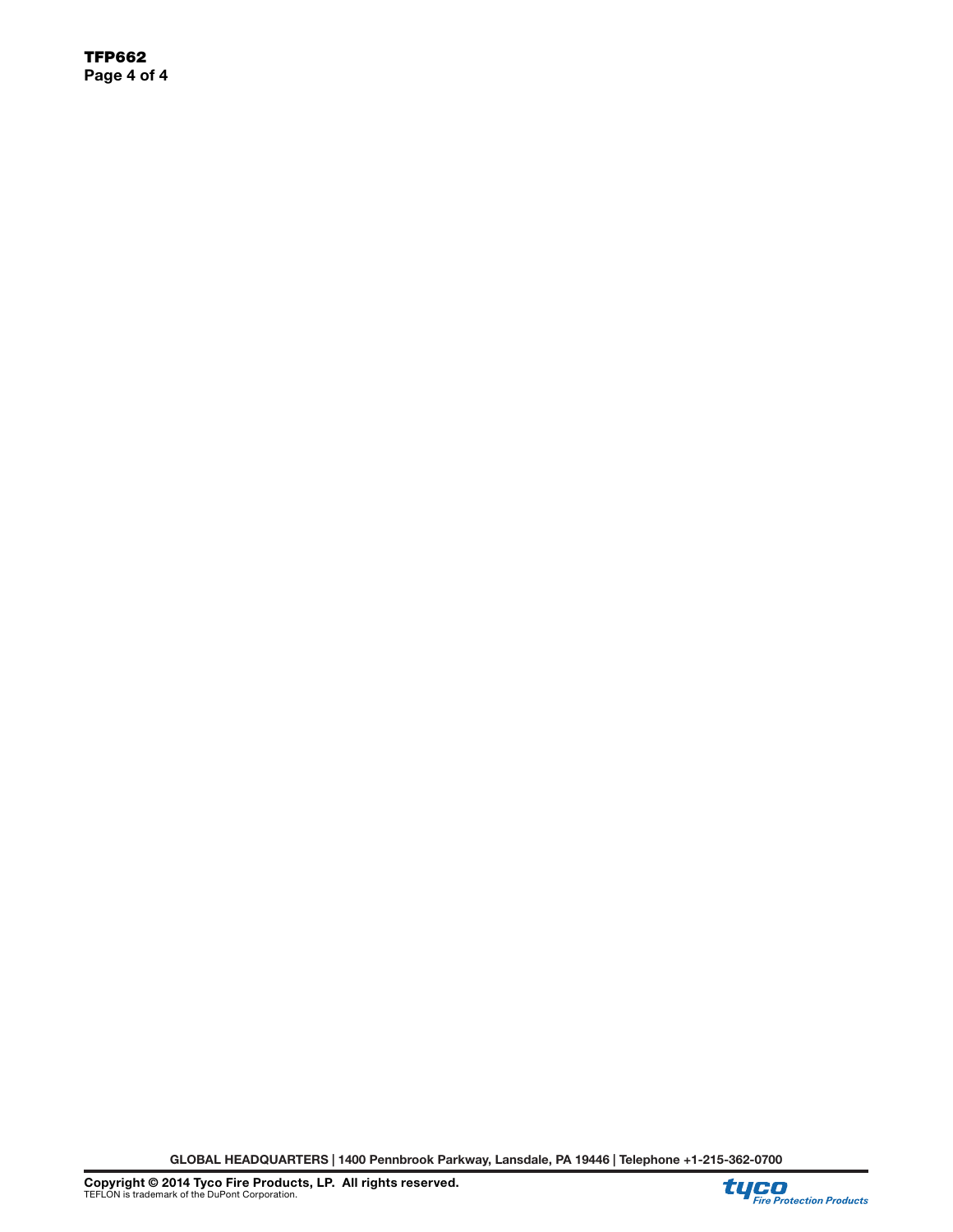GLOBAL HEADQUARTERS | 1400 Pennbrook Parkway, Lansdale, PA 19446 | Telephone +1-215-362-0700

**Copyright © 2014 Tyco Fire Products, LP. All rights reserved.**
TEFLON is trademark of the DuPont Corporation.

tyco
Fire Protection Products